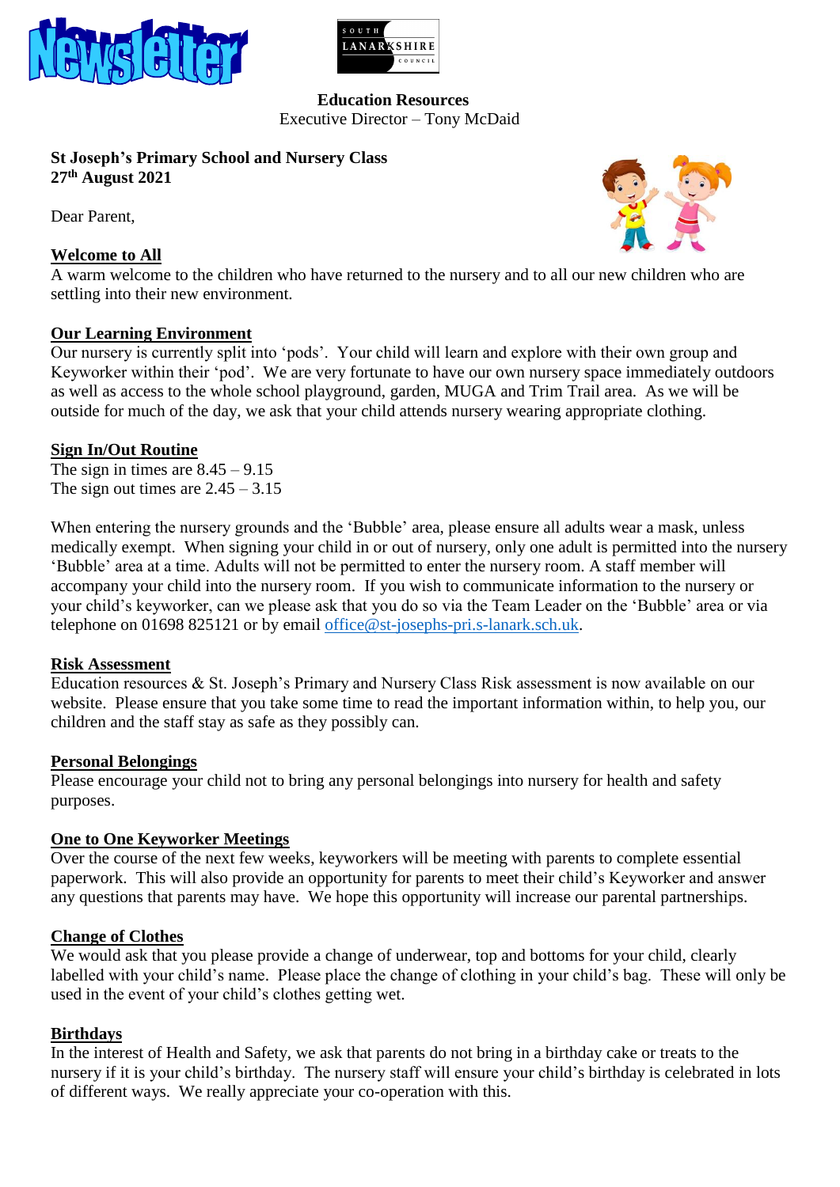# Newsletter

SOUTH LANARKSHIRE COUNCIL

**Education Resources**
Executive Director – Tony McDaid

**St Joseph's Primary School and Nursery Class**
**27th August 2021**

Dear Parent,

## Welcome to All

A warm welcome to the children who have returned to the nursery and to all our new children who are settling into their new environment.

## Our Learning Environment

Our nursery is currently split into 'pods'. Your child will learn and explore with their own group and Keyworker within their 'pod'. We are very fortunate to have our own nursery space immediately outdoors as well as access to the whole school playground, garden, MUGA and Trim Trail area. As we will be outside for much of the day, we ask that your child attends nursery wearing appropriate clothing.

## Sign In/Out Routine

The sign in times are 8.45 – 9.15
The sign out times are 2.45 – 3.15

When entering the nursery grounds and the 'Bubble' area, please ensure all adults wear a mask, unless medically exempt. When signing your child in or out of nursery, only one adult is permitted into the nursery 'Bubble' area at a time. Adults will not be permitted to enter the nursery room. A staff member will accompany your child into the nursery room. If you wish to communicate information to the nursery or your child's keyworker, can we please ask that you do so via the Team Leader on the 'Bubble' area or via telephone on 01698 825121 or by email office@st-josephs-pri.s-lanark.sch.uk.

## Risk Assessment

Education resources & St. Joseph's Primary and Nursery Class Risk assessment is now available on our website. Please ensure that you take some time to read the important information within, to help you, our children and the staff stay as safe as they possibly can.

## Personal Belongings

Please encourage your child not to bring any personal belongings into nursery for health and safety purposes.

## One to One Keyworker Meetings

Over the course of the next few weeks, keyworkers will be meeting with parents to complete essential paperwork. This will also provide an opportunity for parents to meet their child's Keyworker and answer any questions that parents may have. We hope this opportunity will increase our parental partnerships.

## Change of Clothes

We would ask that you please provide a change of underwear, top and bottoms for your child, clearly labelled with your child's name. Please place the change of clothing in your child's bag. These will only be used in the event of your child's clothes getting wet.

## Birthdays

In the interest of Health and Safety, we ask that parents do not bring in a birthday cake or treats to the nursery if it is your child's birthday. The nursery staff will ensure your child's birthday is celebrated in lots of different ways. We really appreciate your co-operation with this.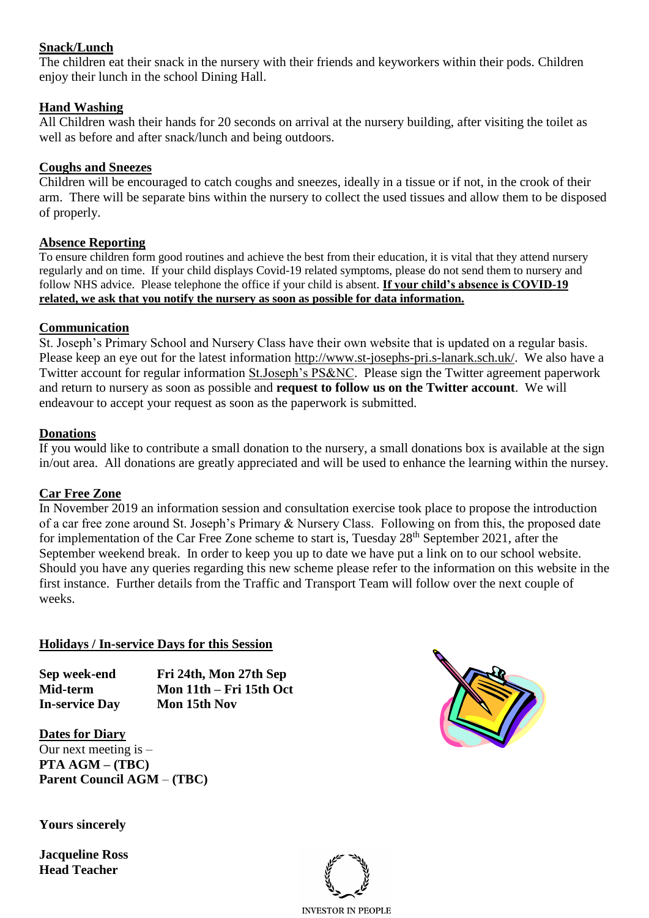## Snack/Lunch

The children eat their snack in the nursery with their friends and keyworkers within their pods. Children enjoy their lunch in the school Dining Hall.

## Hand Washing

All Children wash their hands for 20 seconds on arrival at the nursery building, after visiting the toilet as well as before and after snack/lunch and being outdoors.

## Coughs and Sneezes

Children will be encouraged to catch coughs and sneezes, ideally in a tissue or if not, in the crook of their arm. There will be separate bins within the nursery to collect the used tissues and allow them to be disposed of properly.

## Absence Reporting

To ensure children form good routines and achieve the best from their education, it is vital that they attend nursery regularly and on time. If your child displays Covid-19 related symptoms, please do not send them to nursery and follow NHS advice. Please telephone the office if your child is absent. **If your child's absence is COVID-19 related, we ask that you notify the nursery as soon as possible for data information.**

## Communication

St. Joseph's Primary School and Nursery Class have their own website that is updated on a regular basis. Please keep an eye out for the latest information http://www.st-josephs-pri.s-lanark.sch.uk/. We also have a Twitter account for regular information St.Joseph's PS&NC. Please sign the Twitter agreement paperwork and return to nursery as soon as possible and **request to follow us on the Twitter account**. We will endeavour to accept your request as soon as the paperwork is submitted.

## Donations

If you would like to contribute a small donation to the nursery, a small donations box is available at the sign in/out area. All donations are greatly appreciated and will be used to enhance the learning within the nursey.

## Car Free Zone

In November 2019 an information session and consultation exercise took place to propose the introduction of a car free zone around St. Joseph's Primary & Nursery Class. Following on from this, the proposed date for implementation of the Car Free Zone scheme to start is, Tuesday 28th September 2021, after the September weekend break. In order to keep you up to date we have put a link on to our school website. Should you have any queries regarding this new scheme please refer to the information on this website in the first instance. Further details from the Traffic and Transport Team will follow over the next couple of weeks.

## Holidays / In-service Days for this Session

| | |
|---|---|
| **Sep week-end** | **Fri 24th, Mon 27th Sep** |
| **Mid-term** | **Mon 11th – Fri 15th Oct** |
| **In-service Day** | **Mon 15th Nov** |

## Dates for Diary

Our next meeting is –

**PTA AGM – (TBC)**

**Parent Council AGM – (TBC)**

**Yours sincerely**

**Jacqueline Ross**

**Head Teacher**

INVESTOR IN PEOPLE